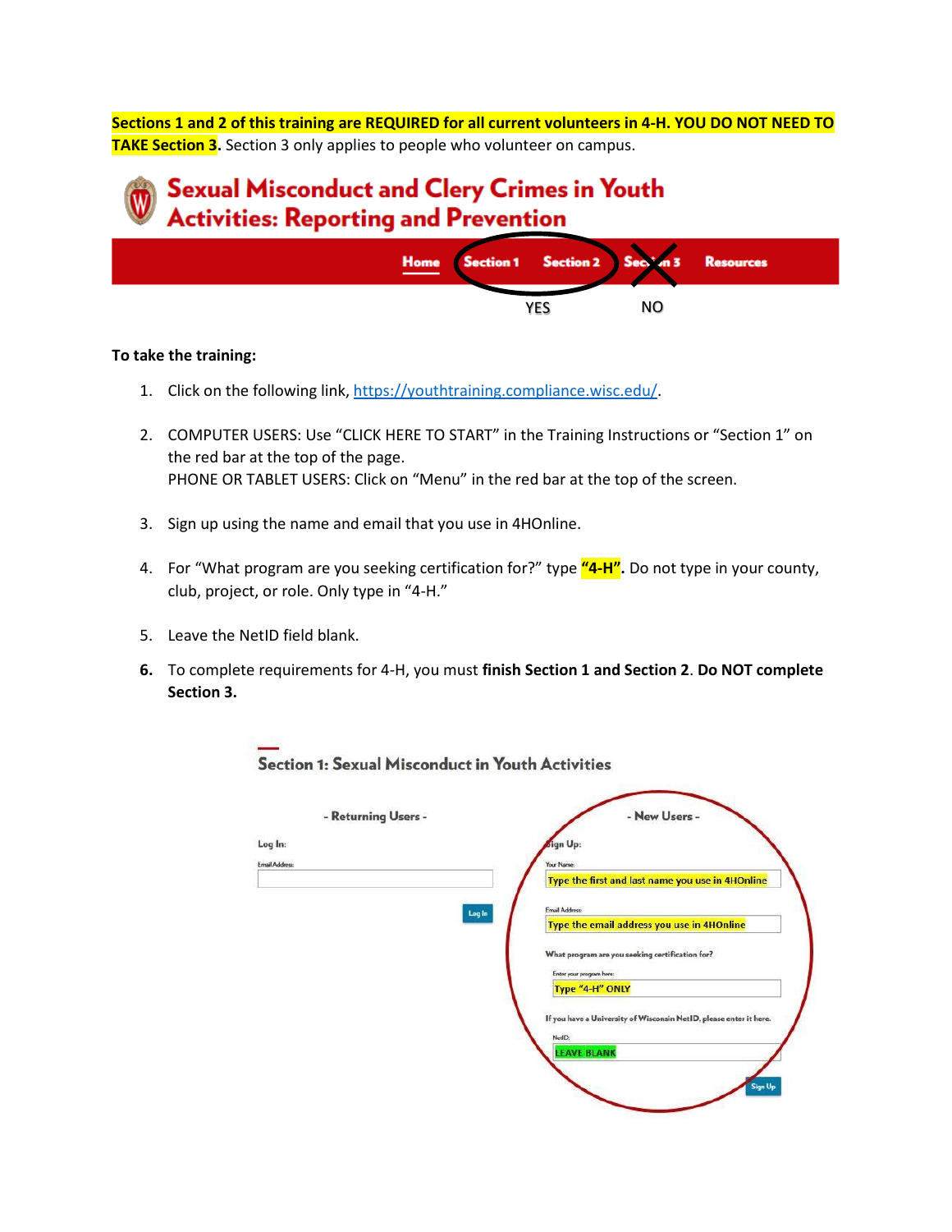**Sections 1 and 2 of this training are REQUIRED for all current volunteers in 4-H. YOU DO NOT NEED TO TAKE Section 3.** Section 3 only applies to people who volunteer on campus.

# Sexual Misconduct and Clery Crimes in Youth Activities: Reporting and Prevention

Home | Section 1 | Section 2 | Section 3 | Resources

YES (Section 1, Section 2) — NO (Section 3)

**To take the training:**

1. Click on the following link, https://youthtraining.compliance.wisc.edu/.
2. COMPUTER USERS: Use "CLICK HERE TO START" in the Training Instructions or "Section 1" on the red bar at the top of the page.
   PHONE OR TABLET USERS: Click on "Menu" in the red bar at the top of the screen.
3. Sign up using the name and email that you use in 4HOnline.
4. For "What program are you seeking certification for?" type **"4-H".** Do not type in your county, club, project, or role. Only type in "4-H."
5. Leave the NetID field blank.
6. To complete requirements for 4-H, you must **finish Section 1 and Section 2**. **Do NOT complete Section 3.**

## Section 1: Sexual Misconduct in Youth Activities

**- Returning Users -**

Log In:

Email Address:

Log In

**- New Users -**

Sign Up:

Your Name: Type the first and last name you use in 4HOnline

Email Address: Type the email address you use in 4HOnline

What program are you seeking certification for?

Enter your program here: Type "4-H" ONLY

If you have a University of Wisconsin NetID, please enter it here.

NetID: LEAVE BLANK

Sign Up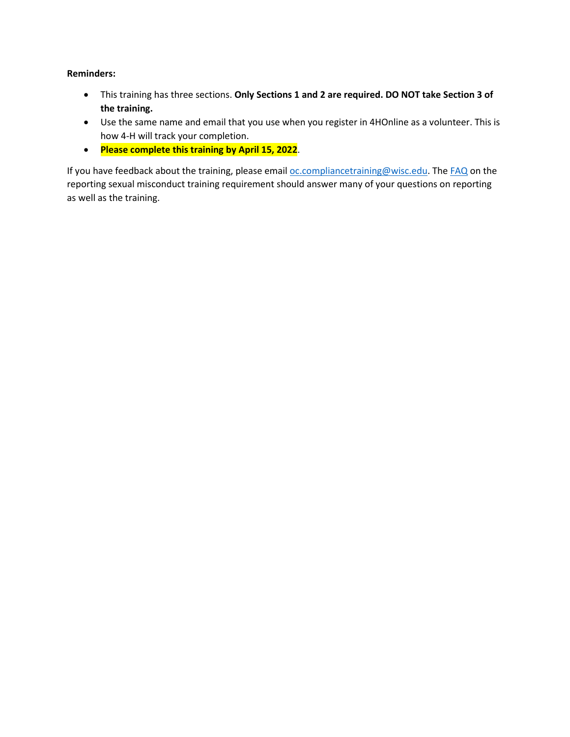**Reminders:**

- This training has three sections. **Only Sections 1 and 2 are required. DO NOT take Section 3 of the training.**
- Use the same name and email that you use when you register in 4HOnline as a volunteer. This is how 4-H will track your completion.
- **Please complete this training by April 15, 2022**.

If you have feedback about the training, please email oc.compliancetraining@wisc.edu. The FAQ on the reporting sexual misconduct training requirement should answer many of your questions on reporting as well as the training.